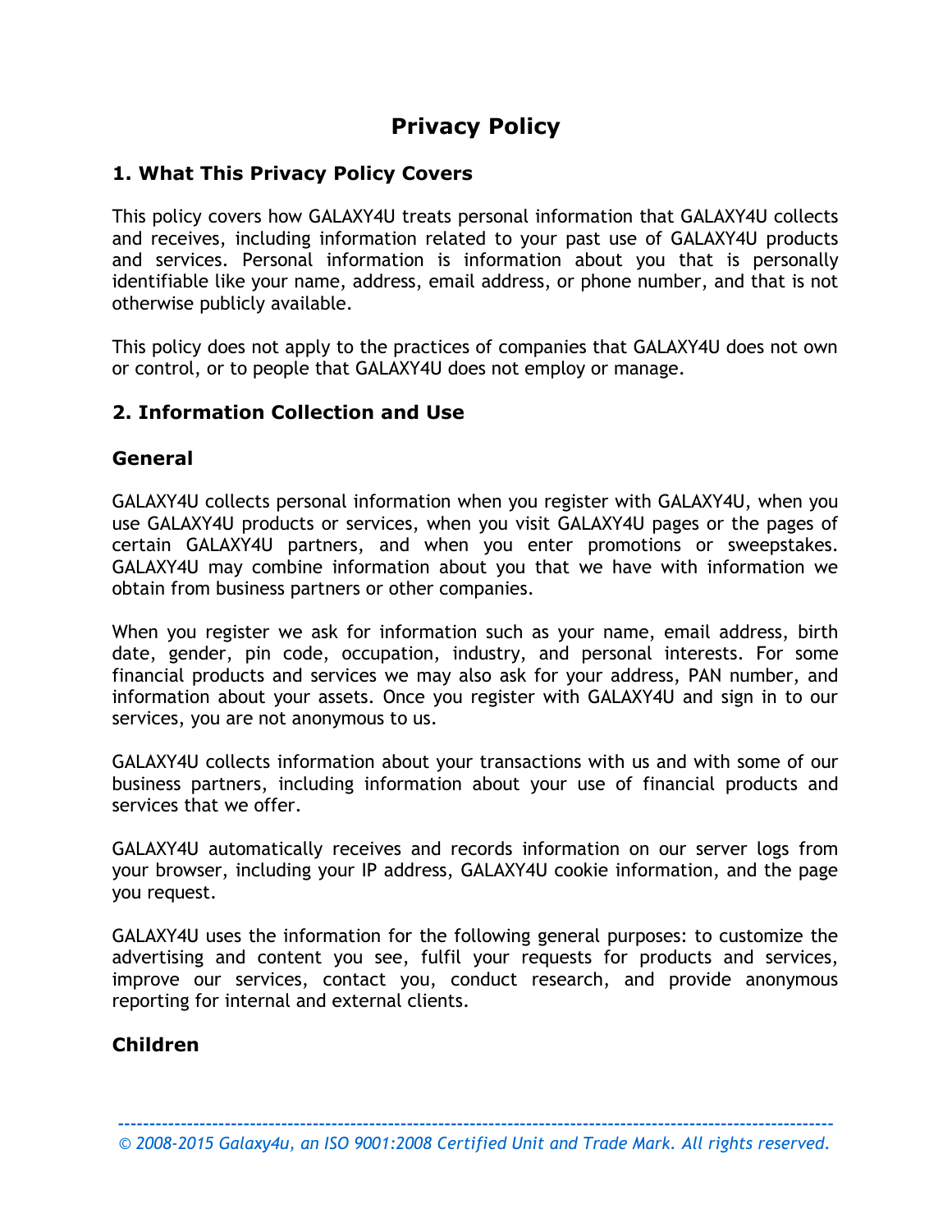# Privacy Policy

## 1. What This Privacy Policy Covers

This policy covers how GALAXY4U treats personal information that GALAXY4U collects and receives, including information related to your past use of GALAXY4U products and services. Personal information is information about you that is personally identifiable like your name, address, email address, or phone number, and that is not otherwise publicly available.

This policy does not apply to the practices of companies that GALAXY4U does not own or control, or to people that GALAXY4U does not employ or manage.

## 2. Information Collection and Use

### General

GALAXY4U collects personal information when you register with GALAXY4U, when you use GALAXY4U products or services, when you visit GALAXY4U pages or the pages of certain GALAXY4U partners, and when you enter promotions or sweepstakes. GALAXY4U may combine information about you that we have with information we obtain from business partners or other companies.

When you register we ask for information such as your name, email address, birth date, gender, pin code, occupation, industry, and personal interests. For some financial products and services we may also ask for your address, PAN number, and information about your assets. Once you register with GALAXY4U and sign in to our services, you are not anonymous to us.

GALAXY4U collects information about your transactions with us and with some of our business partners, including information about your use of financial products and services that we offer.

GALAXY4U automatically receives and records information on our server logs from your browser, including your IP address, GALAXY4U cookie information, and the page you request.

GALAXY4U uses the information for the following general purposes: to customize the advertising and content you see, fulfil your requests for products and services, improve our services, contact you, conduct research, and provide anonymous reporting for internal and external clients.

### Children

*© 2008-2015 Galaxy4u, an ISO 9001:2008 Certified Unit and Trade Mark. All rights reserved.*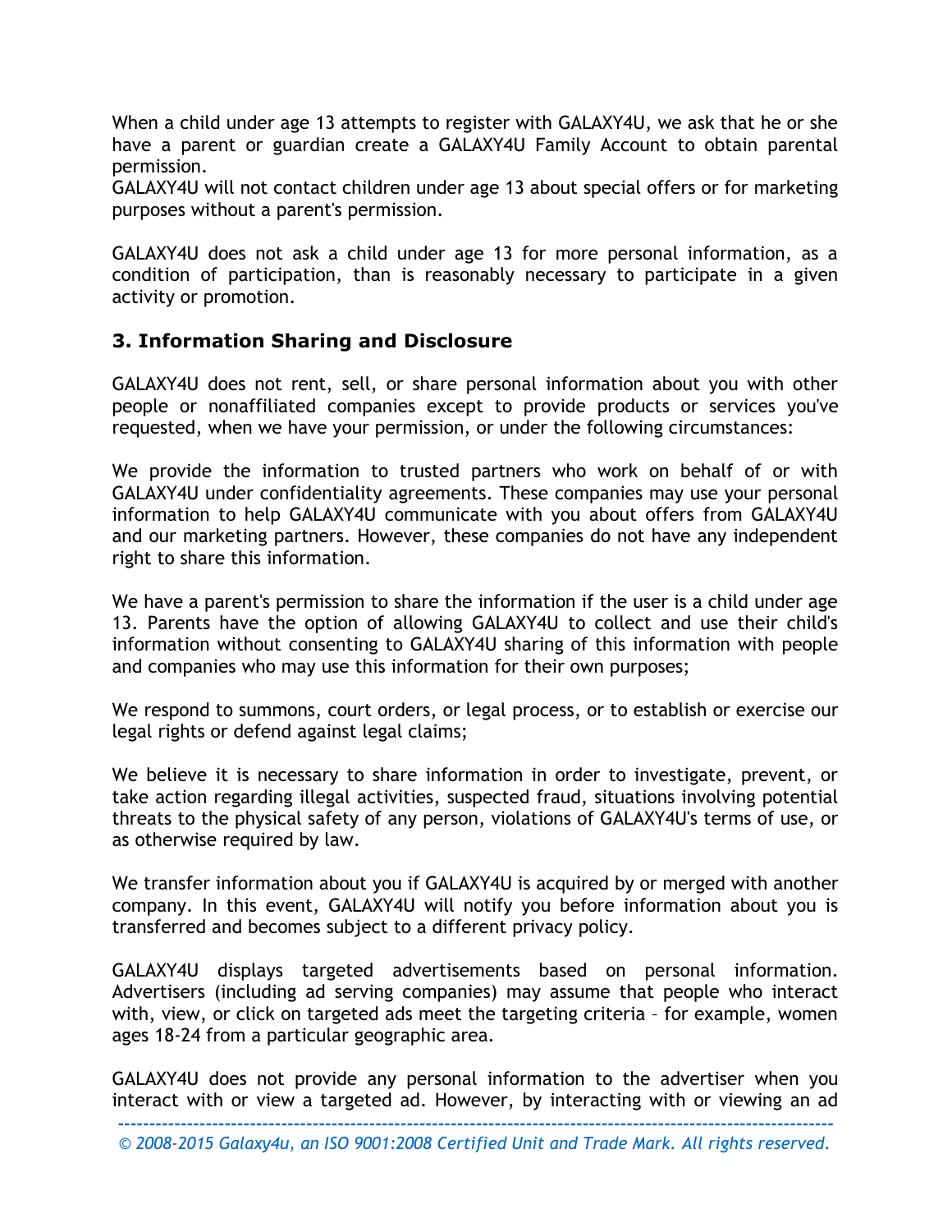When a child under age 13 attempts to register with GALAXY4U, we ask that he or she have a parent or guardian create a GALAXY4U Family Account to obtain parental permission.
GALAXY4U will not contact children under age 13 about special offers or for marketing purposes without a parent's permission.

GALAXY4U does not ask a child under age 13 for more personal information, as a condition of participation, than is reasonably necessary to participate in a given activity or promotion.

### 3. Information Sharing and Disclosure

GALAXY4U does not rent, sell, or share personal information about you with other people or nonaffiliated companies except to provide products or services you've requested, when we have your permission, or under the following circumstances:

We provide the information to trusted partners who work on behalf of or with GALAXY4U under confidentiality agreements. These companies may use your personal information to help GALAXY4U communicate with you about offers from GALAXY4U and our marketing partners. However, these companies do not have any independent right to share this information.

We have a parent's permission to share the information if the user is a child under age 13. Parents have the option of allowing GALAXY4U to collect and use their child's information without consenting to GALAXY4U sharing of this information with people and companies who may use this information for their own purposes;

We respond to summons, court orders, or legal process, or to establish or exercise our legal rights or defend against legal claims;

We believe it is necessary to share information in order to investigate, prevent, or take action regarding illegal activities, suspected fraud, situations involving potential threats to the physical safety of any person, violations of GALAXY4U's terms of use, or as otherwise required by law.

We transfer information about you if GALAXY4U is acquired by or merged with another company. In this event, GALAXY4U will notify you before information about you is transferred and becomes subject to a different privacy policy.

GALAXY4U displays targeted advertisements based on personal information. Advertisers (including ad serving companies) may assume that people who interact with, view, or click on targeted ads meet the targeting criteria – for example, women ages 18-24 from a particular geographic area.

GALAXY4U does not provide any personal information to the advertiser when you interact with or view a targeted ad. However, by interacting with or viewing an ad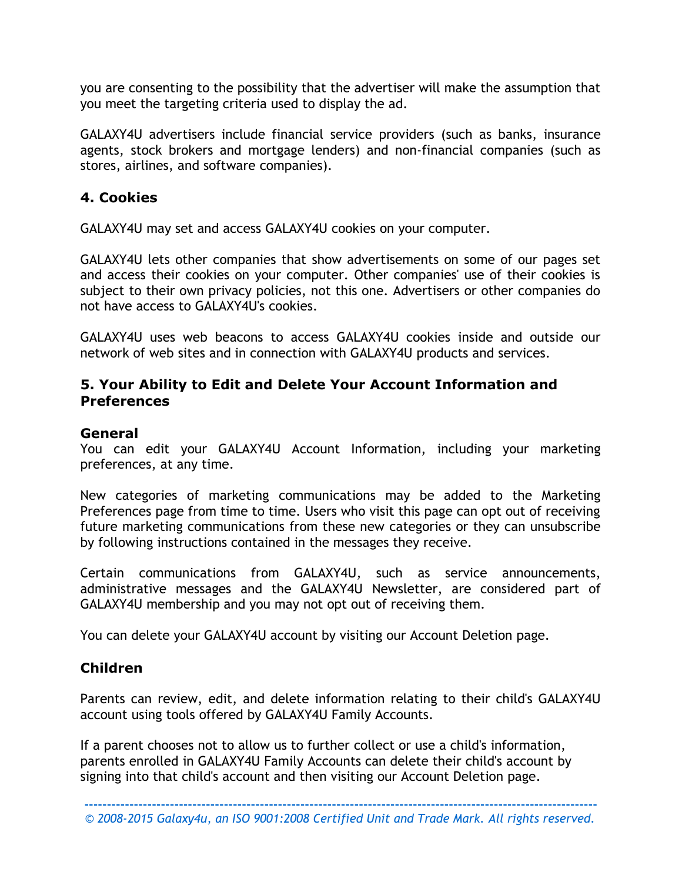you are consenting to the possibility that the advertiser will make the assumption that you meet the targeting criteria used to display the ad.

GALAXY4U advertisers include financial service providers (such as banks, insurance agents, stock brokers and mortgage lenders) and non-financial companies (such as stores, airlines, and software companies).

## 4. Cookies

GALAXY4U may set and access GALAXY4U cookies on your computer.

GALAXY4U lets other companies that show advertisements on some of our pages set and access their cookies on your computer. Other companies' use of their cookies is subject to their own privacy policies, not this one. Advertisers or other companies do not have access to GALAXY4U's cookies.

GALAXY4U uses web beacons to access GALAXY4U cookies inside and outside our network of web sites and in connection with GALAXY4U products and services.

## 5. Your Ability to Edit and Delete Your Account Information and Preferences

### General

You can edit your GALAXY4U Account Information, including your marketing preferences, at any time.

New categories of marketing communications may be added to the Marketing Preferences page from time to time. Users who visit this page can opt out of receiving future marketing communications from these new categories or they can unsubscribe by following instructions contained in the messages they receive.

Certain communications from GALAXY4U, such as service announcements, administrative messages and the GALAXY4U Newsletter, are considered part of GALAXY4U membership and you may not opt out of receiving them.

You can delete your GALAXY4U account by visiting our Account Deletion page.

### Children

Parents can review, edit, and delete information relating to their child's GALAXY4U account using tools offered by GALAXY4U Family Accounts.

If a parent chooses not to allow us to further collect or use a child's information, parents enrolled in GALAXY4U Family Accounts can delete their child's account by signing into that child's account and then visiting our Account Deletion page.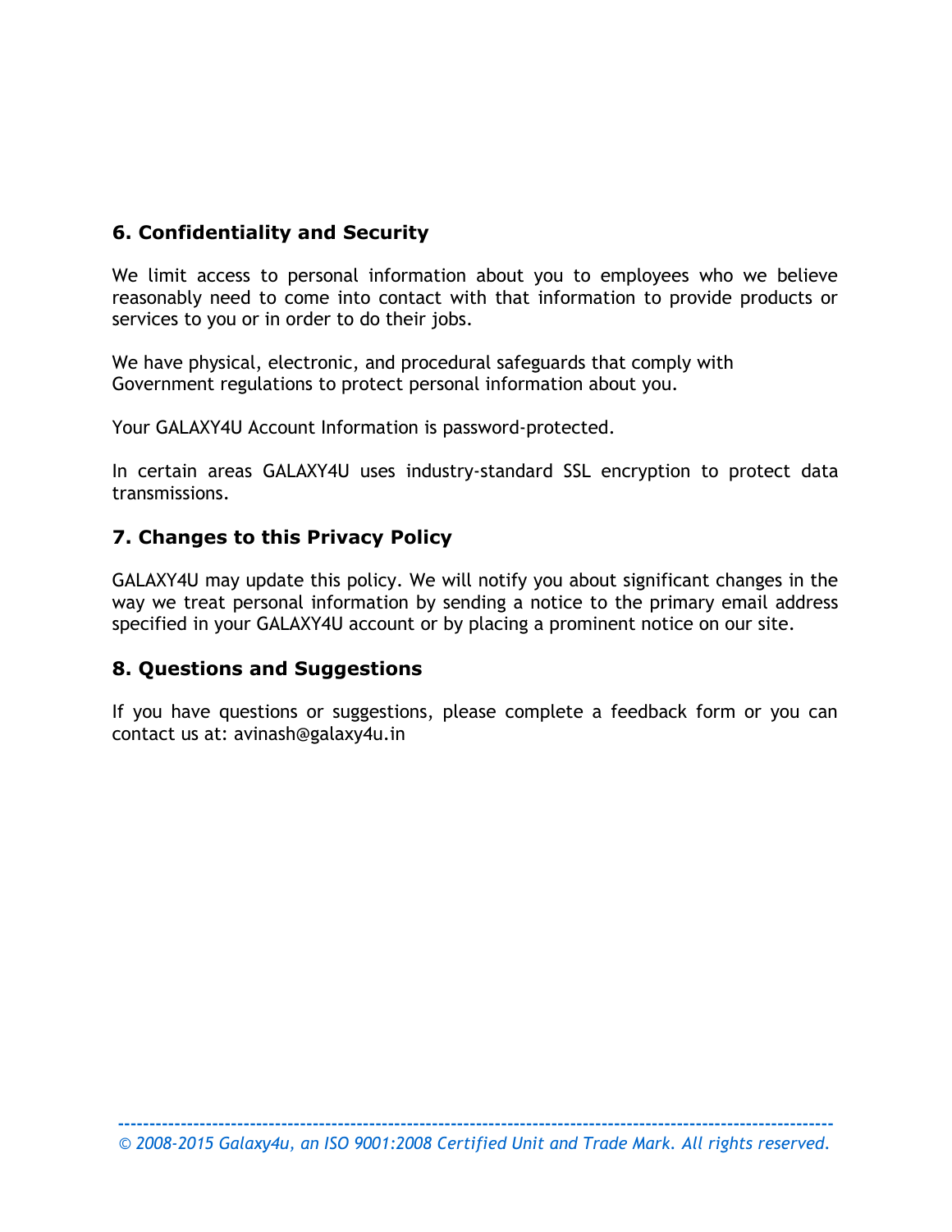## 6. Confidentiality and Security

We limit access to personal information about you to employees who we believe reasonably need to come into contact with that information to provide products or services to you or in order to do their jobs.

We have physical, electronic, and procedural safeguards that comply with Government regulations to protect personal information about you.

Your GALAXY4U Account Information is password-protected.

In certain areas GALAXY4U uses industry-standard SSL encryption to protect data transmissions.

## 7. Changes to this Privacy Policy

GALAXY4U may update this policy. We will notify you about significant changes in the way we treat personal information by sending a notice to the primary email address specified in your GALAXY4U account or by placing a prominent notice on our site.

## 8. Questions and Suggestions

If you have questions or suggestions, please complete a feedback form or you can contact us at: avinash@galaxy4u.in